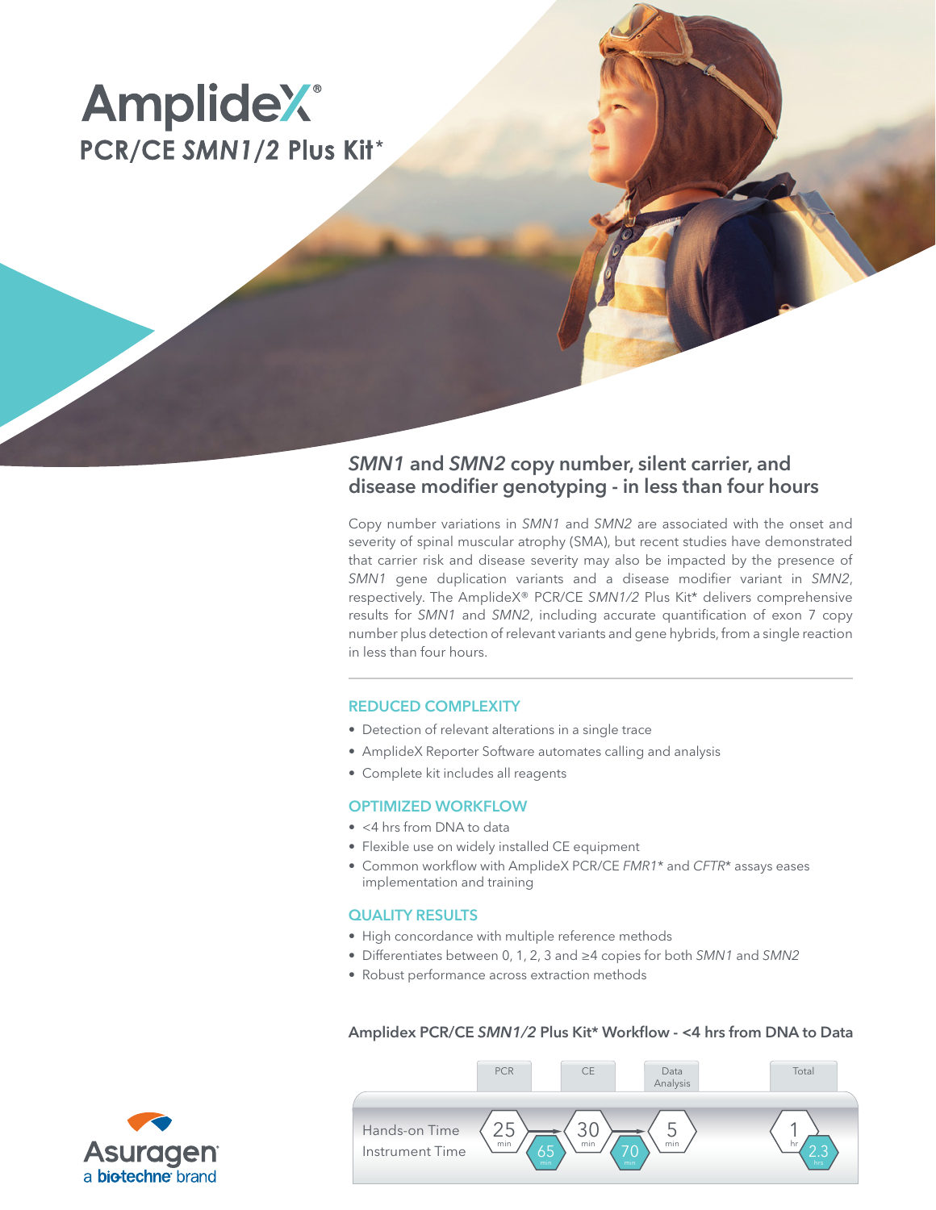# AmplideX®

## PCR/CE *SMN1/2* Plus Kit*

## *SMN1* and *SMN2* copy number, silent carrier, and disease modifier genotyping - in less than four hours

Copy number variations in *SMN1* and *SMN2* are associated with the onset and severity of spinal muscular atrophy (SMA), but recent studies have demonstrated that carrier risk and disease severity may also be impacted by the presence of *SMN1* gene duplication variants and a disease modifier variant in *SMN2*, respectively. The AmplideX® PCR/CE *SMN1/2* Plus Kit* delivers comprehensive results for *SMN1* and *SMN2*, including accurate quantification of exon 7 copy number plus detection of relevant variants and gene hybrids, from a single reaction in less than four hours.

### REDUCED COMPLEXITY

- Detection of relevant alterations in a single trace
- AmplideX Reporter Software automates calling and analysis
- Complete kit includes all reagents

### OPTIMIZED WORKFLOW

- <4 hrs from DNA to data
- Flexible use on widely installed CE equipment
- Common workflow with AmplideX PCR/CE *FMR1** and *CFTR** assays eases implementation and training

### QUALITY RESULTS

- High concordance with multiple reference methods
- Differentiates between 0, 1, 2, 3 and ≥4 copies for both *SMN1* and *SMN2*
- Robust performance across extraction methods

### Amplidex PCR/CE *SMN1/2* Plus Kit* Workflow - <4 hrs from DNA to Data

| | PCR | CE | Data Analysis | Total |
|---|---|---|---|---|
| Hands-on Time | 25 min | 30 min | 5 min | 1 hr |
| Instrument Time | 65 min | 70 min | | 2.3 hrs |

Asuragen
a bio-techne brand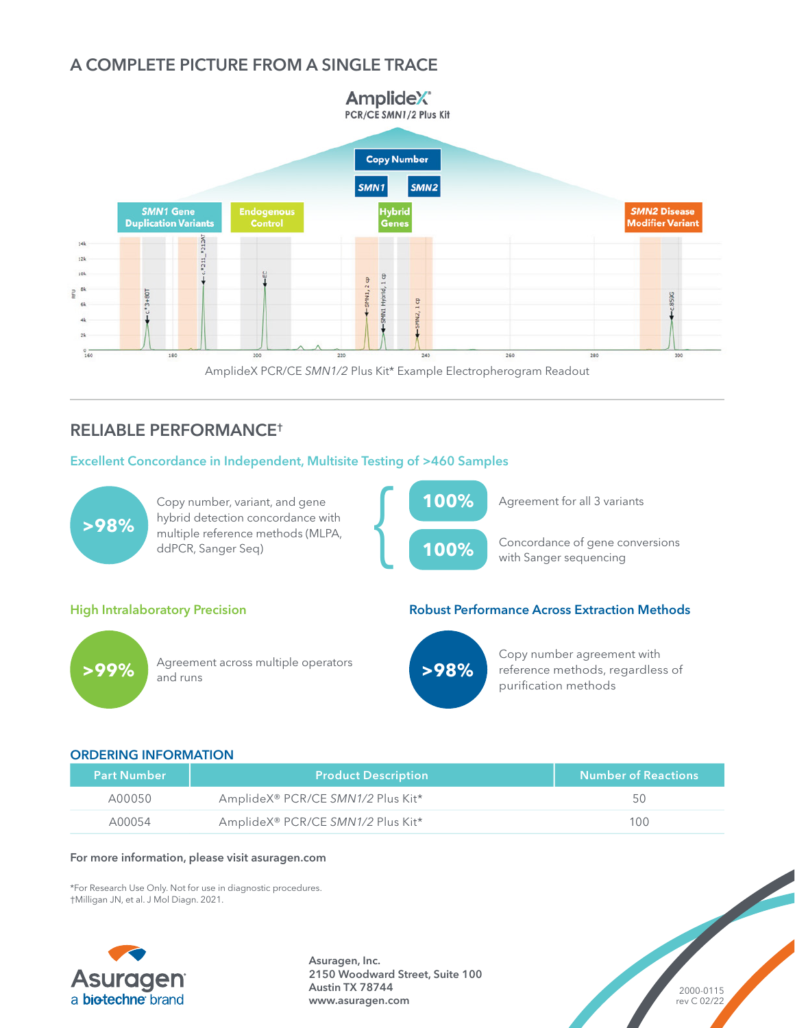## A COMPLETE PICTURE FROM A SINGLE TRACE

AmplideX
PCR/CE *SMN1/2* Plus Kit

Copy Number
*SMN1*
*SMN2*
*SMN1* Gene Duplication Variants
Endogenous Control
Hybrid Genes
*SMN2* Disease Modifier Variant

c.*3+80T
c.*211_*212AT
EC
SMN1, 2 cp
SMN1 Hybrid, 1 cp
SMN2, 1 cp
c.859G

RFU
14k
12k
10k
8k
6k
4k
2k
0
160
180
200
220
240
260
280
300

AmplideX PCR/CE *SMN1/2* Plus Kit* Example Electropherogram Readout

## RELIABLE PERFORMANCE†

### Excellent Concordance in Independent, Multisite Testing of >460 Samples

**>98%** Copy number, variant, and gene hybrid detection concordance with multiple reference methods (MLPA, ddPCR, Sanger Seq)

**100%** Agreement for all 3 variants

**100%** Concordance of gene conversions with Sanger sequencing

### High Intralaboratory Precision

**>99%** Agreement across multiple operators and runs

### Robust Performance Across Extraction Methods

**>98%** Copy number agreement with reference methods, regardless of purification methods

### ORDERING INFORMATION

| Part Number | Product Description | Number of Reactions |
|---|---|---|
| A00050 | AmplideX® PCR/CE *SMN1/2* Plus Kit* | 50 |
| A00054 | AmplideX® PCR/CE *SMN1/2* Plus Kit* | 100 |

**For more information, please visit asuragen.com**

*For Research Use Only. Not for use in diagnostic procedures.
†Milligan JN, et al. J Mol Diagn. 2021.

Asuragen
a bio-techne brand

**Asuragen, Inc.**
**2150 Woodward Street, Suite 100**
**Austin TX 78744**
**www.asuragen.com**

2000-0115
rev C 02/22